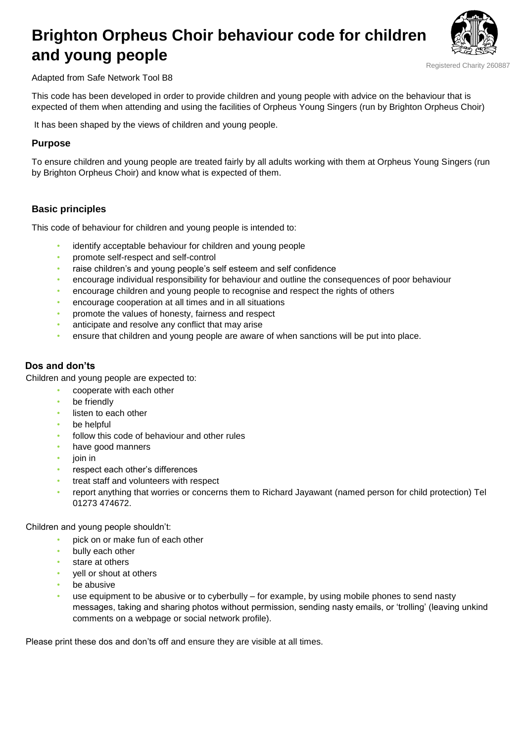# Brighton Orpheus Choir behaviour code for children and young people

Registered Charity 260887

Adapted from Safe Network Tool B8

This code has been developed in order to provide children and young people with advice on the behaviour that is expected of them when attending and using the facilities of Orpheus Young Singers (run by Brighton Orpheus Choir)

It has been shaped by the views of children and young people.

### Purpose

To ensure children and young people are treated fairly by all adults working with them at Orpheus Young Singers (run by Brighton Orpheus Choir) and know what is expected of them.

### Basic principles

This code of behaviour for children and young people is intended to:

- identify acceptable behaviour for children and young people
- promote self-respect and self-control
- raise children's and young people's self esteem and self confidence
- encourage individual responsibility for behaviour and outline the consequences of poor behaviour
- encourage children and young people to recognise and respect the rights of others
- encourage cooperation at all times and in all situations
- promote the values of honesty, fairness and respect
- anticipate and resolve any conflict that may arise
- ensure that children and young people are aware of when sanctions will be put into place.

### Dos and don'ts

Children and young people are expected to:

- cooperate with each other
- be friendly
- listen to each other
- be helpful
- follow this code of behaviour and other rules
- have good manners
- join in
- respect each other's differences
- treat staff and volunteers with respect
- report anything that worries or concerns them to Richard Jayawant (named person for child protection) Tel 01273 474672.

Children and young people shouldn't:

- pick on or make fun of each other
- bully each other
- stare at others
- yell or shout at others
- be abusive
- use equipment to be abusive or to cyberbully – for example, by using mobile phones to send nasty messages, taking and sharing photos without permission, sending nasty emails, or 'trolling' (leaving unkind comments on a webpage or social network profile).

Please print these dos and don'ts off and ensure they are visible at all times.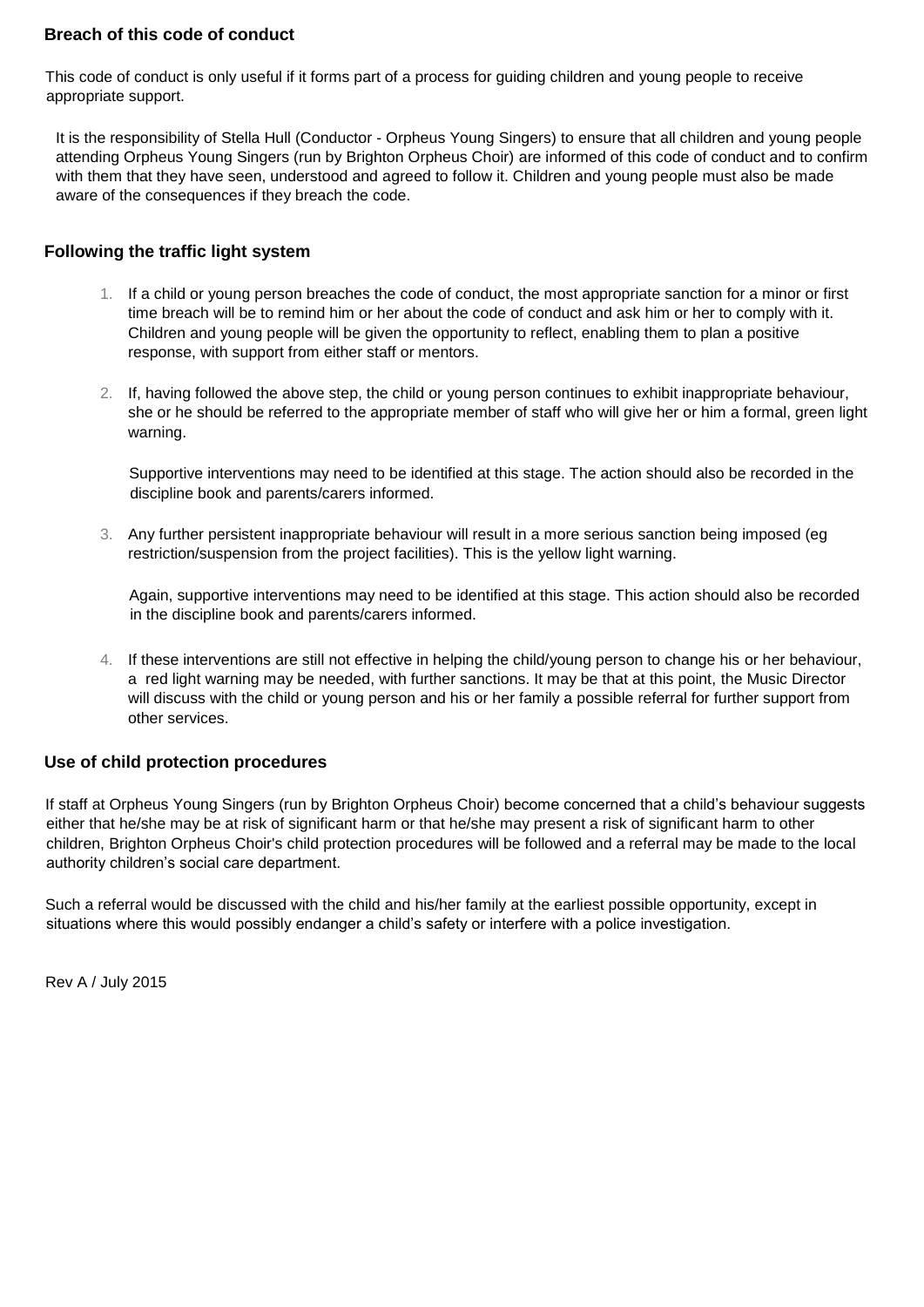## Breach of this code of conduct

This code of conduct is only useful if it forms part of a process for guiding children and young people to receive appropriate support.

It is the responsibility of Stella Hull (Conductor - Orpheus Young Singers) to ensure that all children and young people attending Orpheus Young Singers (run by Brighton Orpheus Choir) are informed of this code of conduct and to confirm with them that they have seen, understood and agreed to follow it. Children and young people must also be made aware of the consequences if they breach the code.

## Following the traffic light system

1. If a child or young person breaches the code of conduct, the most appropriate sanction for a minor or first time breach will be to remind him or her about the code of conduct and ask him or her to comply with it. Children and young people will be given the opportunity to reflect, enabling them to plan a positive response, with support from either staff or mentors.

2. If, having followed the above step, the child or young person continues to exhibit inappropriate behaviour, she or he should be referred to the appropriate member of staff who will give her or him a formal, green light warning.

   Supportive interventions may need to be identified at this stage. The action should also be recorded in the discipline book and parents/carers informed.

3. Any further persistent inappropriate behaviour will result in a more serious sanction being imposed (eg restriction/suspension from the project facilities). This is the yellow light warning.

   Again, supportive interventions may need to be identified at this stage. This action should also be recorded in the discipline book and parents/carers informed.

4. If these interventions are still not effective in helping the child/young person to change his or her behaviour, a red light warning may be needed, with further sanctions. It may be that at this point, the Music Director will discuss with the child or young person and his or her family a possible referral for further support from other services.

## Use of child protection procedures

If staff at Orpheus Young Singers (run by Brighton Orpheus Choir) become concerned that a child's behaviour suggests either that he/she may be at risk of significant harm or that he/she may present a risk of significant harm to other children, Brighton Orpheus Choir's child protection procedures will be followed and a referral may be made to the local authority children's social care department.

Such a referral would be discussed with the child and his/her family at the earliest possible opportunity, except in situations where this would possibly endanger a child's safety or interfere with a police investigation.

Rev A / July 2015